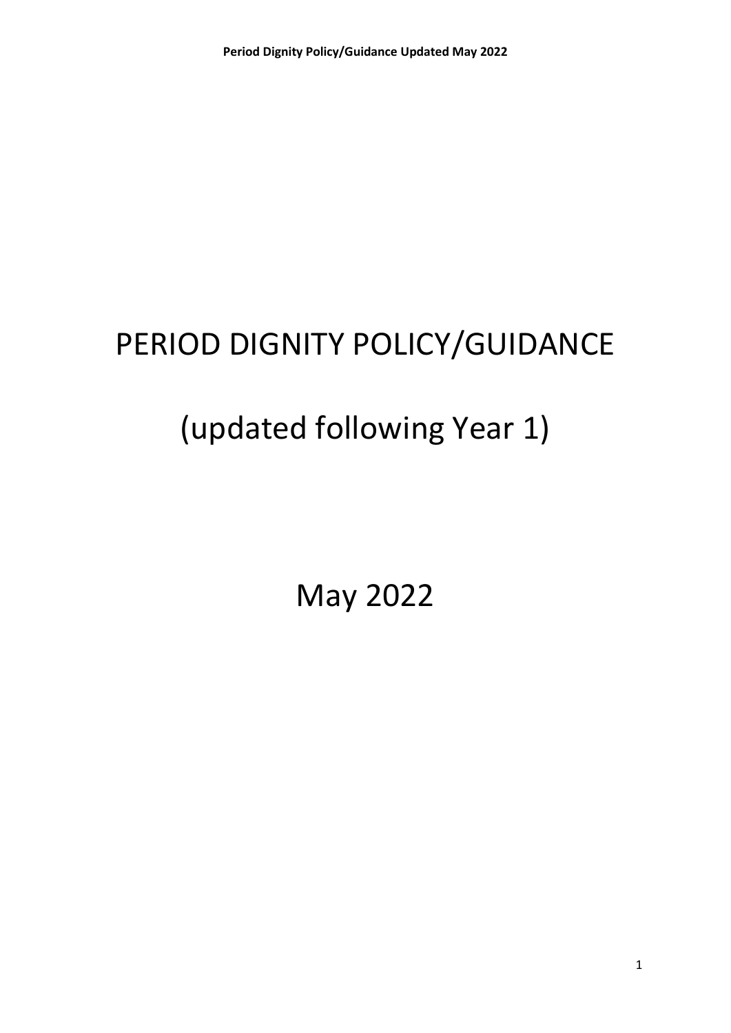# PERIOD DIGNITY POLICY/GUIDANCE

# (updated following Year 1)

# May 2022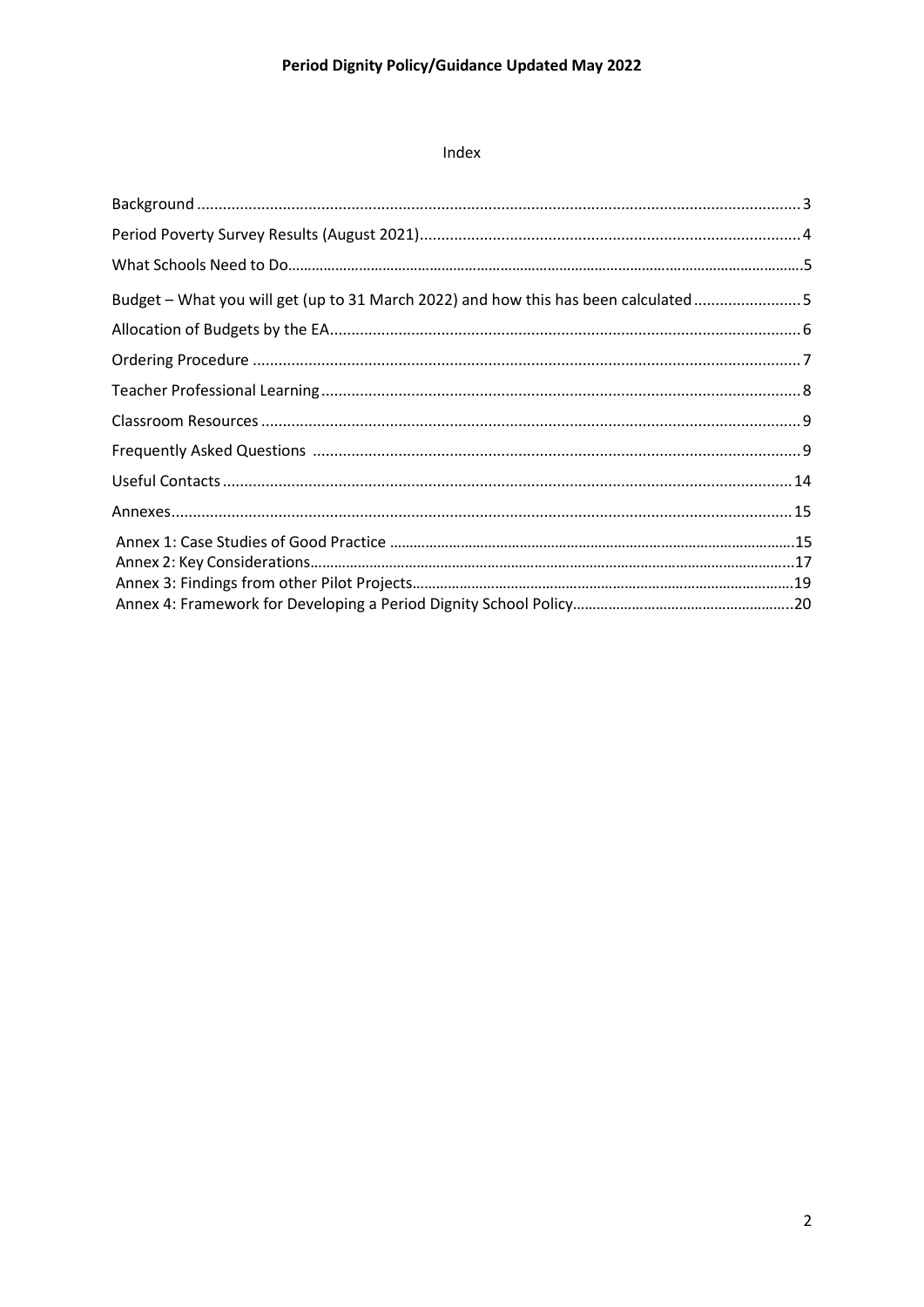# Period Dignity Policy/Guidance Updated May 2022

## Index

Background ........................................................................................................................................ 3

Period Poverty Survey Results (August 2021)........................................................................................ 4

What Schools Need to Do......................................................................................................................5

Budget – What you will get (up to 31 March 2022) and how this has been calculated ......................... 5

Allocation of Budgets by the EA............................................................................................................ 6

Ordering Procedure .............................................................................................................................. 7

Teacher Professional Learning.............................................................................................................. 8

Classroom Resources ............................................................................................................................ 9

Frequently Asked Questions ................................................................................................................ 9

Useful Contacts.................................................................................................................................... 14

Annexes............................................................................................................................................... 15

Annex 1: Case Studies of Good Practice .........................................................................................15
Annex 2: Key Considerations...........................................................................................................17
Annex 3: Findings from other Pilot Projects....................................................................................19
Annex 4: Framework for Developing a Period Dignity School Policy..............................................20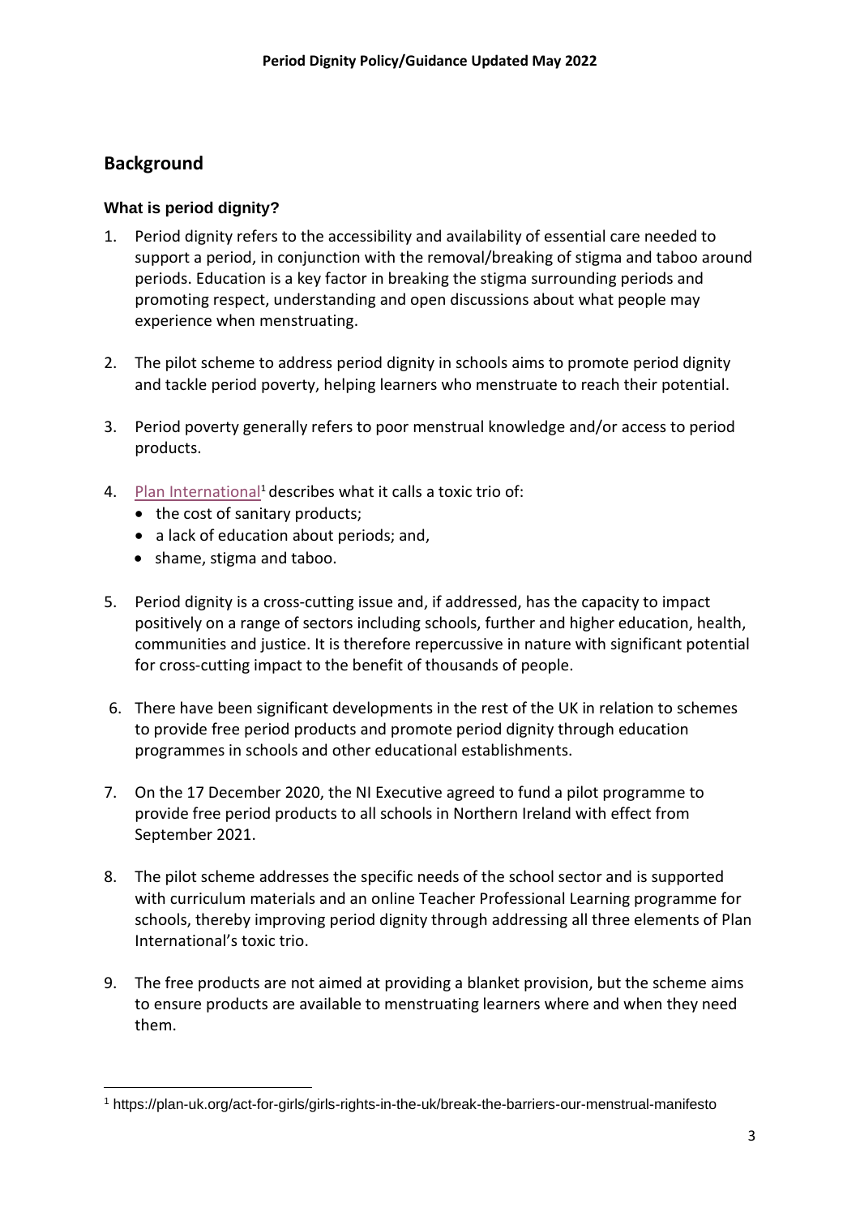## Background

### What is period dignity?

1. Period dignity refers to the accessibility and availability of essential care needed to support a period, in conjunction with the removal/breaking of stigma and taboo around periods. Education is a key factor in breaking the stigma surrounding periods and promoting respect, understanding and open discussions about what people may experience when menstruating.

2. The pilot scheme to address period dignity in schools aims to promote period dignity and tackle period poverty, helping learners who menstruate to reach their potential.

3. Period poverty generally refers to poor menstrual knowledge and/or access to period products.

4. Plan International[1] describes what it calls a toxic trio of:
   - the cost of sanitary products;
   - a lack of education about periods; and,
   - shame, stigma and taboo.

5. Period dignity is a cross-cutting issue and, if addressed, has the capacity to impact positively on a range of sectors including schools, further and higher education, health, communities and justice. It is therefore repercussive in nature with significant potential for cross-cutting impact to the benefit of thousands of people.

6. There have been significant developments in the rest of the UK in relation to schemes to provide free period products and promote period dignity through education programmes in schools and other educational establishments.

7. On the 17 December 2020, the NI Executive agreed to fund a pilot programme to provide free period products to all schools in Northern Ireland with effect from September 2021.

8. The pilot scheme addresses the specific needs of the school sector and is supported with curriculum materials and an online Teacher Professional Learning programme for schools, thereby improving period dignity through addressing all three elements of Plan International's toxic trio.

9. The free products are not aimed at providing a blanket provision, but the scheme aims to ensure products are available to menstruating learners where and when they need them.

[1] https://plan-uk.org/act-for-girls/girls-rights-in-the-uk/break-the-barriers-our-menstrual-manifesto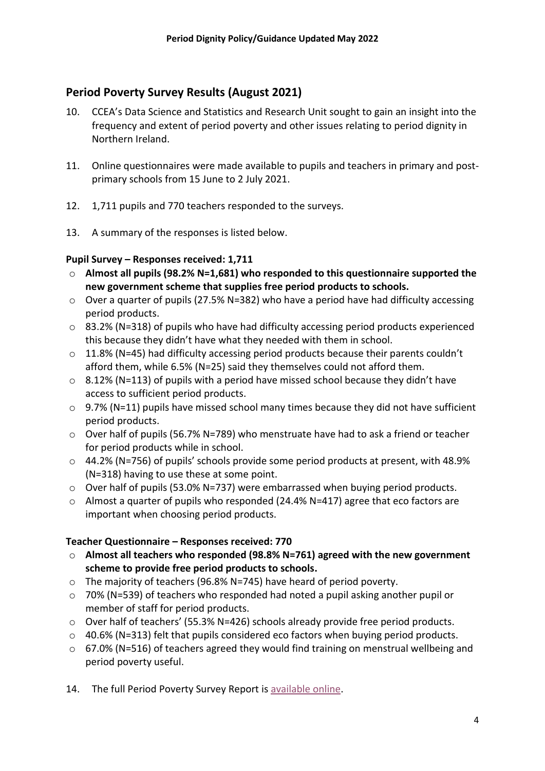## Period Poverty Survey Results (August 2021)

10. CCEA's Data Science and Statistics and Research Unit sought to gain an insight into the frequency and extent of period poverty and other issues relating to period dignity in Northern Ireland.

11. Online questionnaires were made available to pupils and teachers in primary and post-primary schools from 15 June to 2 July 2021.

12. 1,711 pupils and 770 teachers responded to the surveys.

13. A summary of the responses is listed below.

**Pupil Survey – Responses received: 1,711**

- **Almost all pupils (98.2% N=1,681) who responded to this questionnaire supported the new government scheme that supplies free period products to schools.**
- Over a quarter of pupils (27.5% N=382) who have a period have had difficulty accessing period products.
- 83.2% (N=318) of pupils who have had difficulty accessing period products experienced this because they didn't have what they needed with them in school.
- 11.8% (N=45) had difficulty accessing period products because their parents couldn't afford them, while 6.5% (N=25) said they themselves could not afford them.
- 8.12% (N=113) of pupils with a period have missed school because they didn't have access to sufficient period products.
- 9.7% (N=11) pupils have missed school many times because they did not have sufficient period products.
- Over half of pupils (56.7% N=789) who menstruate have had to ask a friend or teacher for period products while in school.
- 44.2% (N=756) of pupils' schools provide some period products at present, with 48.9% (N=318) having to use these at some point.
- Over half of pupils (53.0% N=737) were embarrassed when buying period products.
- Almost a quarter of pupils who responded (24.4% N=417) agree that eco factors are important when choosing period products.

**Teacher Questionnaire – Responses received: 770**

- **Almost all teachers who responded (98.8% N=761) agreed with the new government scheme to provide free period products to schools.**
- The majority of teachers (96.8% N=745) have heard of period poverty.
- 70% (N=539) of teachers who responded had noted a pupil asking another pupil or member of staff for period products.
- Over half of teachers' (55.3% N=426) schools already provide free period products.
- 40.6% (N=313) felt that pupils considered eco factors when buying period products.
- 67.0% (N=516) of teachers agreed they would find training on menstrual wellbeing and period poverty useful.

14. The full Period Poverty Survey Report is available online.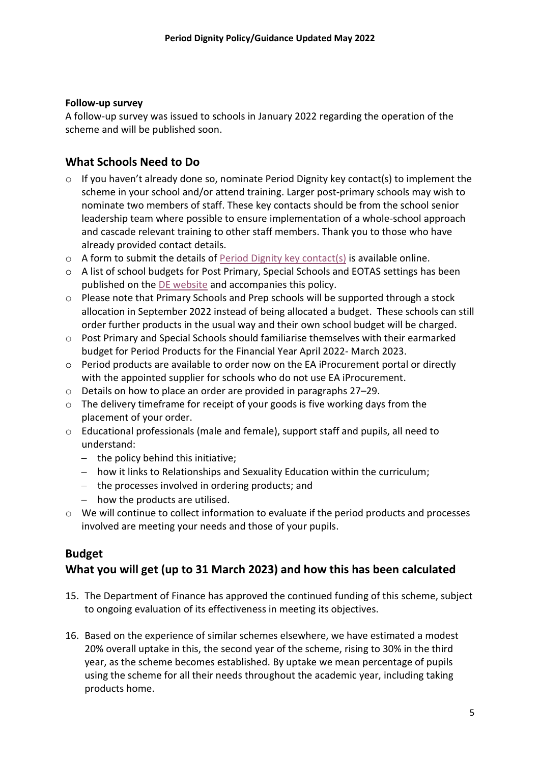**Follow-up survey**

A follow-up survey was issued to schools in January 2022 regarding the operation of the scheme and will be published soon.

## What Schools Need to Do

- If you haven't already done so, nominate Period Dignity key contact(s) to implement the scheme in your school and/or attend training. Larger post-primary schools may wish to nominate two members of staff. These key contacts should be from the school senior leadership team where possible to ensure implementation of a whole-school approach and cascade relevant training to other staff members. Thank you to those who have already provided contact details.
- A form to submit the details of Period Dignity key contact(s) is available online.
- A list of school budgets for Post Primary, Special Schools and EOTAS settings has been published on the DE website and accompanies this policy.
- Please note that Primary Schools and Prep schools will be supported through a stock allocation in September 2022 instead of being allocated a budget. These schools can still order further products in the usual way and their own school budget will be charged.
- Post Primary and Special Schools should familiarise themselves with their earmarked budget for Period Products for the Financial Year April 2022- March 2023.
- Period products are available to order now on the EA iProcurement portal or directly with the appointed supplier for schools who do not use EA iProcurement.
- Details on how to place an order are provided in paragraphs 27–29.
- The delivery timeframe for receipt of your goods is five working days from the placement of your order.
- Educational professionals (male and female), support staff and pupils, all need to understand:
  - the policy behind this initiative;
  - how it links to Relationships and Sexuality Education within the curriculum;
  - the processes involved in ordering products; and
  - how the products are utilised.
- We will continue to collect information to evaluate if the period products and processes involved are meeting your needs and those of your pupils.

## Budget

## What you will get (up to 31 March 2023) and how this has been calculated

15. The Department of Finance has approved the continued funding of this scheme, subject to ongoing evaluation of its effectiveness in meeting its objectives.

16. Based on the experience of similar schemes elsewhere, we have estimated a modest 20% overall uptake in this, the second year of the scheme, rising to 30% in the third year, as the scheme becomes established. By uptake we mean percentage of pupils using the scheme for all their needs throughout the academic year, including taking products home.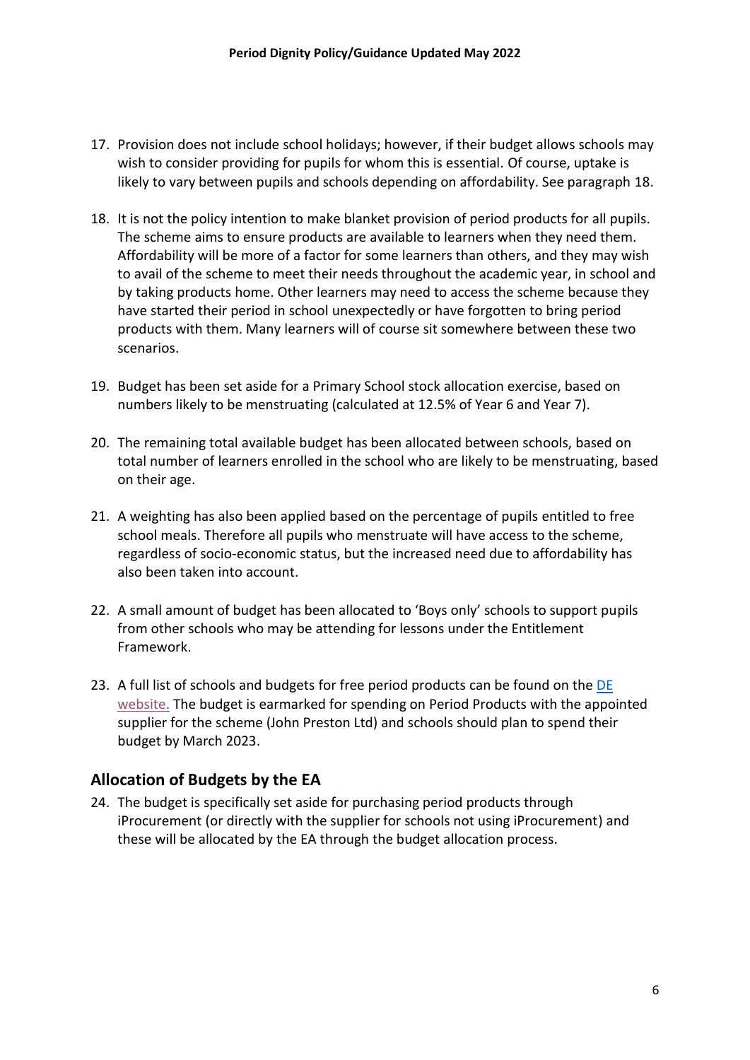17. Provision does not include school holidays; however, if their budget allows schools may wish to consider providing for pupils for whom this is essential. Of course, uptake is likely to vary between pupils and schools depending on affordability. See paragraph 18.

18. It is not the policy intention to make blanket provision of period products for all pupils. The scheme aims to ensure products are available to learners when they need them. Affordability will be more of a factor for some learners than others, and they may wish to avail of the scheme to meet their needs throughout the academic year, in school and by taking products home. Other learners may need to access the scheme because they have started their period in school unexpectedly or have forgotten to bring period products with them. Many learners will of course sit somewhere between these two scenarios.

19. Budget has been set aside for a Primary School stock allocation exercise, based on numbers likely to be menstruating (calculated at 12.5% of Year 6 and Year 7).

20. The remaining total available budget has been allocated between schools, based on total number of learners enrolled in the school who are likely to be menstruating, based on their age.

21. A weighting has also been applied based on the percentage of pupils entitled to free school meals. Therefore all pupils who menstruate will have access to the scheme, regardless of socio-economic status, but the increased need due to affordability has also been taken into account.

22. A small amount of budget has been allocated to 'Boys only' schools to support pupils from other schools who may be attending for lessons under the Entitlement Framework.

23. A full list of schools and budgets for free period products can be found on the DE website. The budget is earmarked for spending on Period Products with the appointed supplier for the scheme (John Preston Ltd) and schools should plan to spend their budget by March 2023.

## Allocation of Budgets by the EA

24. The budget is specifically set aside for purchasing period products through iProcurement (or directly with the supplier for schools not using iProcurement) and these will be allocated by the EA through the budget allocation process.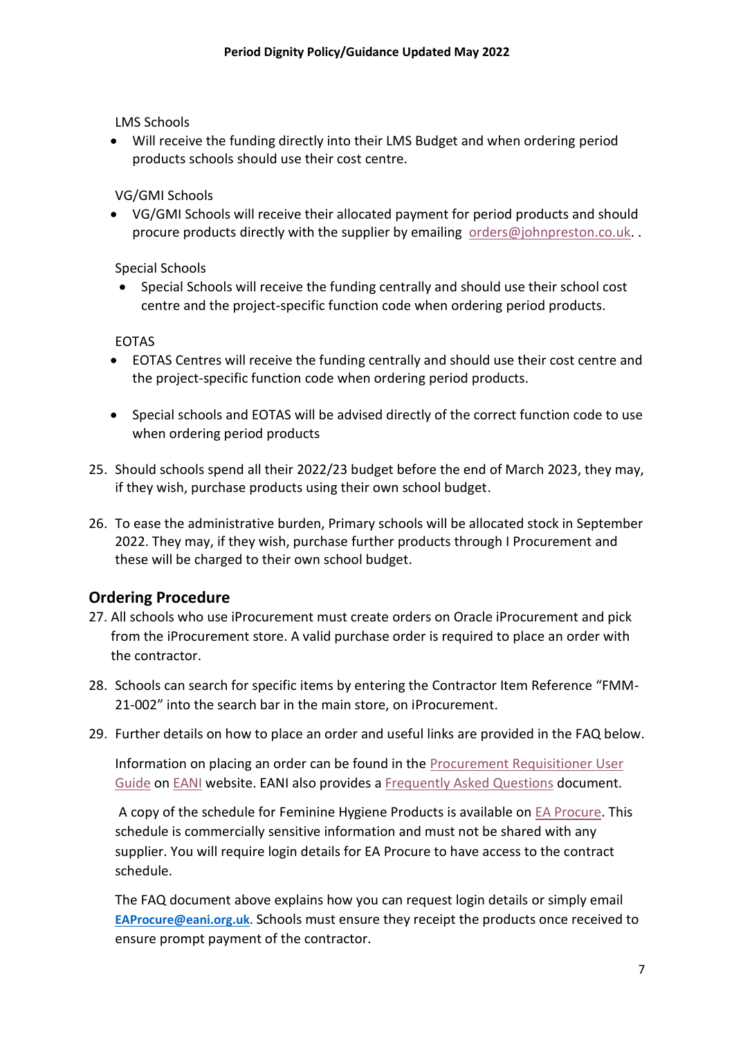LMS Schools

- Will receive the funding directly into their LMS Budget and when ordering period products schools should use their cost centre.

VG/GMI Schools

- VG/GMI Schools will receive their allocated payment for period products and should procure products directly with the supplier by emailing orders@johnpreston.co.uk. .

Special Schools

- Special Schools will receive the funding centrally and should use their school cost centre and the project-specific function code when ordering period products.

EOTAS

- EOTAS Centres will receive the funding centrally and should use their cost centre and the project-specific function code when ordering period products.

- Special schools and EOTAS will be advised directly of the correct function code to use when ordering period products

25. Should schools spend all their 2022/23 budget before the end of March 2023, they may, if they wish, purchase products using their own school budget.

26. To ease the administrative burden, Primary schools will be allocated stock in September 2022. They may, if they wish, purchase further products through I Procurement and these will be charged to their own school budget.

## Ordering Procedure

27. All schools who use iProcurement must create orders on Oracle iProcurement and pick from the iProcurement store. A valid purchase order is required to place an order with the contractor.

28. Schools can search for specific items by entering the Contractor Item Reference "FMM-21-002" into the search bar in the main store, on iProcurement.

29. Further details on how to place an order and useful links are provided in the FAQ below.

    Information on placing an order can be found in the Procurement Requisitioner User Guide on EANI website. EANI also provides a Frequently Asked Questions document.

    A copy of the schedule for Feminine Hygiene Products is available on EA Procure. This schedule is commercially sensitive information and must not be shared with any supplier. You will require login details for EA Procure to have access to the contract schedule.

    The FAQ document above explains how you can request login details or simply email **EAProcure@eani.org.uk**. Schools must ensure they receipt the products once received to ensure prompt payment of the contractor.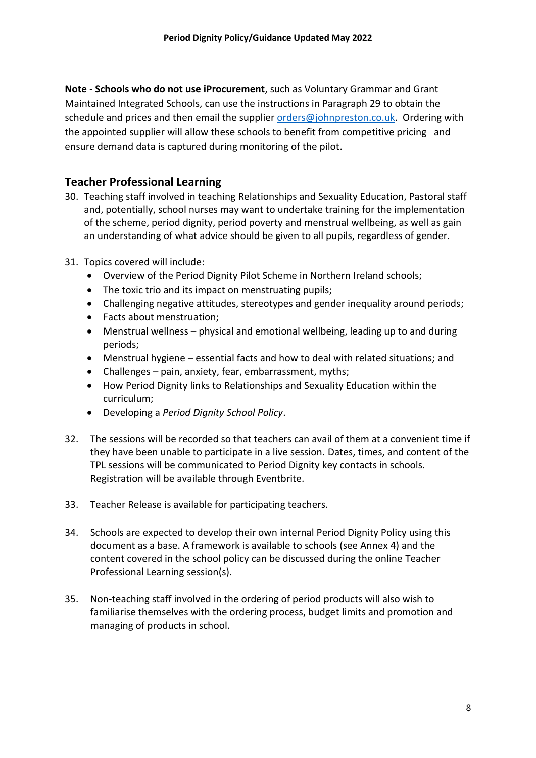**Note** - **Schools who do not use iProcurement**, such as Voluntary Grammar and Grant Maintained Integrated Schools, can use the instructions in Paragraph 29 to obtain the schedule and prices and then email the supplier [orders@johnpreston.co.uk](mailto:orders@johnpreston.co.uk). Ordering with the appointed supplier will allow these schools to benefit from competitive pricing and ensure demand data is captured during monitoring of the pilot.

## Teacher Professional Learning

30. Teaching staff involved in teaching Relationships and Sexuality Education, Pastoral staff and, potentially, school nurses may want to undertake training for the implementation of the scheme, period dignity, period poverty and menstrual wellbeing, as well as gain an understanding of what advice should be given to all pupils, regardless of gender.

31. Topics covered will include:
    - Overview of the Period Dignity Pilot Scheme in Northern Ireland schools;
    - The toxic trio and its impact on menstruating pupils;
    - Challenging negative attitudes, stereotypes and gender inequality around periods;
    - Facts about menstruation;
    - Menstrual wellness – physical and emotional wellbeing, leading up to and during periods;
    - Menstrual hygiene – essential facts and how to deal with related situations; and
    - Challenges – pain, anxiety, fear, embarrassment, myths;
    - How Period Dignity links to Relationships and Sexuality Education within the curriculum;
    - Developing a *Period Dignity School Policy*.

32. The sessions will be recorded so that teachers can avail of them at a convenient time if they have been unable to participate in a live session. Dates, times, and content of the TPL sessions will be communicated to Period Dignity key contacts in schools. Registration will be available through Eventbrite.

33. Teacher Release is available for participating teachers.

34. Schools are expected to develop their own internal Period Dignity Policy using this document as a base. A framework is available to schools (see Annex 4) and the content covered in the school policy can be discussed during the online Teacher Professional Learning session(s).

35. Non-teaching staff involved in the ordering of period products will also wish to familiarise themselves with the ordering process, budget limits and promotion and managing of products in school.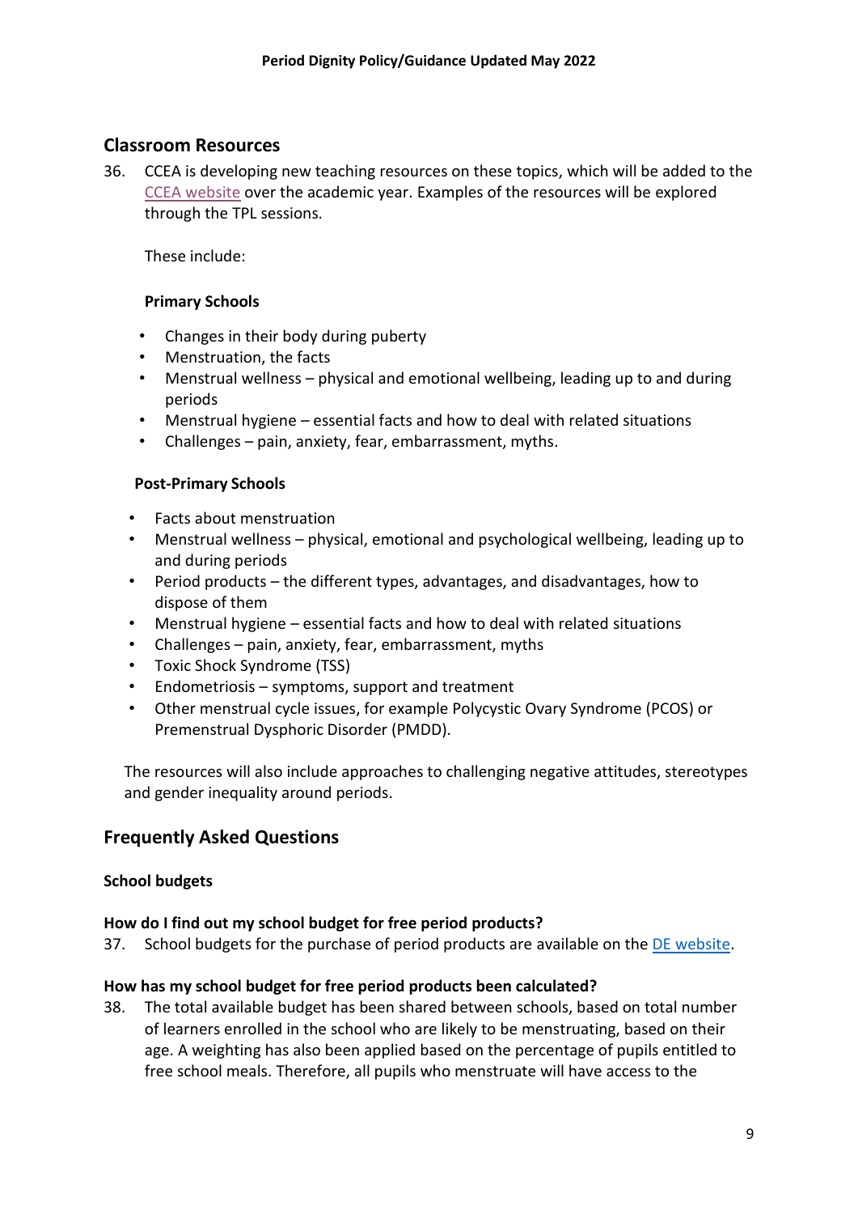## Classroom Resources

36. CCEA is developing new teaching resources on these topics, which will be added to the CCEA website over the academic year. Examples of the resources will be explored through the TPL sessions.

    These include:

    **Primary Schools**

    - Changes in their body during puberty
    - Menstruation, the facts
    - Menstrual wellness – physical and emotional wellbeing, leading up to and during periods
    - Menstrual hygiene – essential facts and how to deal with related situations
    - Challenges – pain, anxiety, fear, embarrassment, myths.

    **Post-Primary Schools**

    - Facts about menstruation
    - Menstrual wellness – physical, emotional and psychological wellbeing, leading up to and during periods
    - Period products – the different types, advantages, and disadvantages, how to dispose of them
    - Menstrual hygiene – essential facts and how to deal with related situations
    - Challenges – pain, anxiety, fear, embarrassment, myths
    - Toxic Shock Syndrome (TSS)
    - Endometriosis – symptoms, support and treatment
    - Other menstrual cycle issues, for example Polycystic Ovary Syndrome (PCOS) or Premenstrual Dysphoric Disorder (PMDD).

    The resources will also include approaches to challenging negative attitudes, stereotypes and gender inequality around periods.

## Frequently Asked Questions

### School budgets

**How do I find out my school budget for free period products?**

37. School budgets for the purchase of period products are available on the DE website.

**How has my school budget for free period products been calculated?**

38. The total available budget has been shared between schools, based on total number of learners enrolled in the school who are likely to be menstruating, based on their age. A weighting has also been applied based on the percentage of pupils entitled to free school meals. Therefore, all pupils who menstruate will have access to the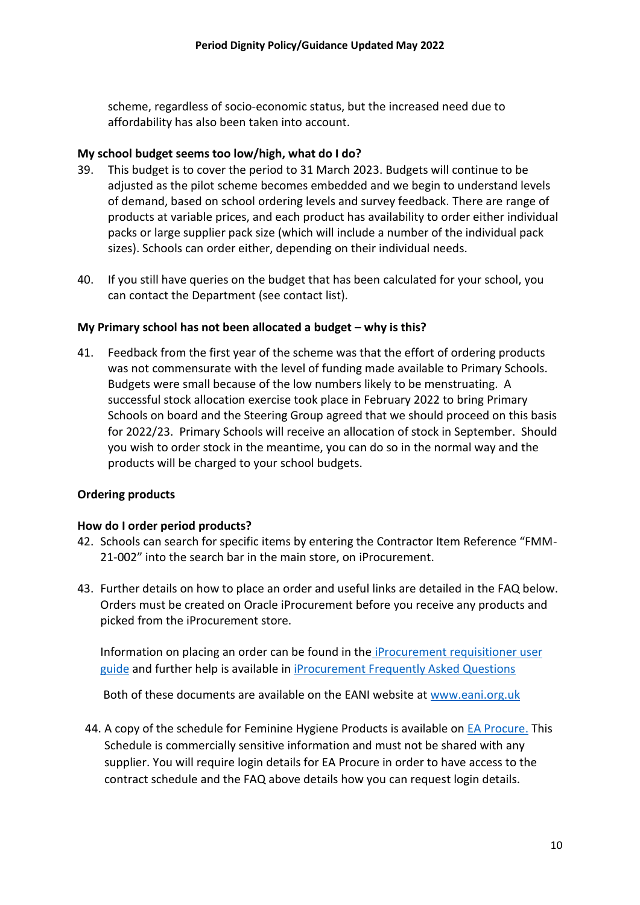scheme, regardless of socio-economic status, but the increased need due to affordability has also been taken into account.

**My school budget seems too low/high, what do I do?**

39. This budget is to cover the period to 31 March 2023. Budgets will continue to be adjusted as the pilot scheme becomes embedded and we begin to understand levels of demand, based on school ordering levels and survey feedback. There are range of products at variable prices, and each product has availability to order either individual packs or large supplier pack size (which will include a number of the individual pack sizes). Schools can order either, depending on their individual needs.

40. If you still have queries on the budget that has been calculated for your school, you can contact the Department (see contact list).

**My Primary school has not been allocated a budget – why is this?**

41. Feedback from the first year of the scheme was that the effort of ordering products was not commensurate with the level of funding made available to Primary Schools. Budgets were small because of the low numbers likely to be menstruating. A successful stock allocation exercise took place in February 2022 to bring Primary Schools on board and the Steering Group agreed that we should proceed on this basis for 2022/23. Primary Schools will receive an allocation of stock in September. Should you wish to order stock in the meantime, you can do so in the normal way and the products will be charged to your school budgets.

**Ordering products**

**How do I order period products?**

42. Schools can search for specific items by entering the Contractor Item Reference "FMM-21-002" into the search bar in the main store, on iProcurement.

43. Further details on how to place an order and useful links are detailed in the FAQ below. Orders must be created on Oracle iProcurement before you receive any products and picked from the iProcurement store.

    Information on placing an order can be found in the iProcurement requisitioner user guide and further help is available in iProcurement Frequently Asked Questions

    Both of these documents are available on the EANI website at www.eani.org.uk

44. A copy of the schedule for Feminine Hygiene Products is available on EA Procure. This Schedule is commercially sensitive information and must not be shared with any supplier. You will require login details for EA Procure in order to have access to the contract schedule and the FAQ above details how you can request login details.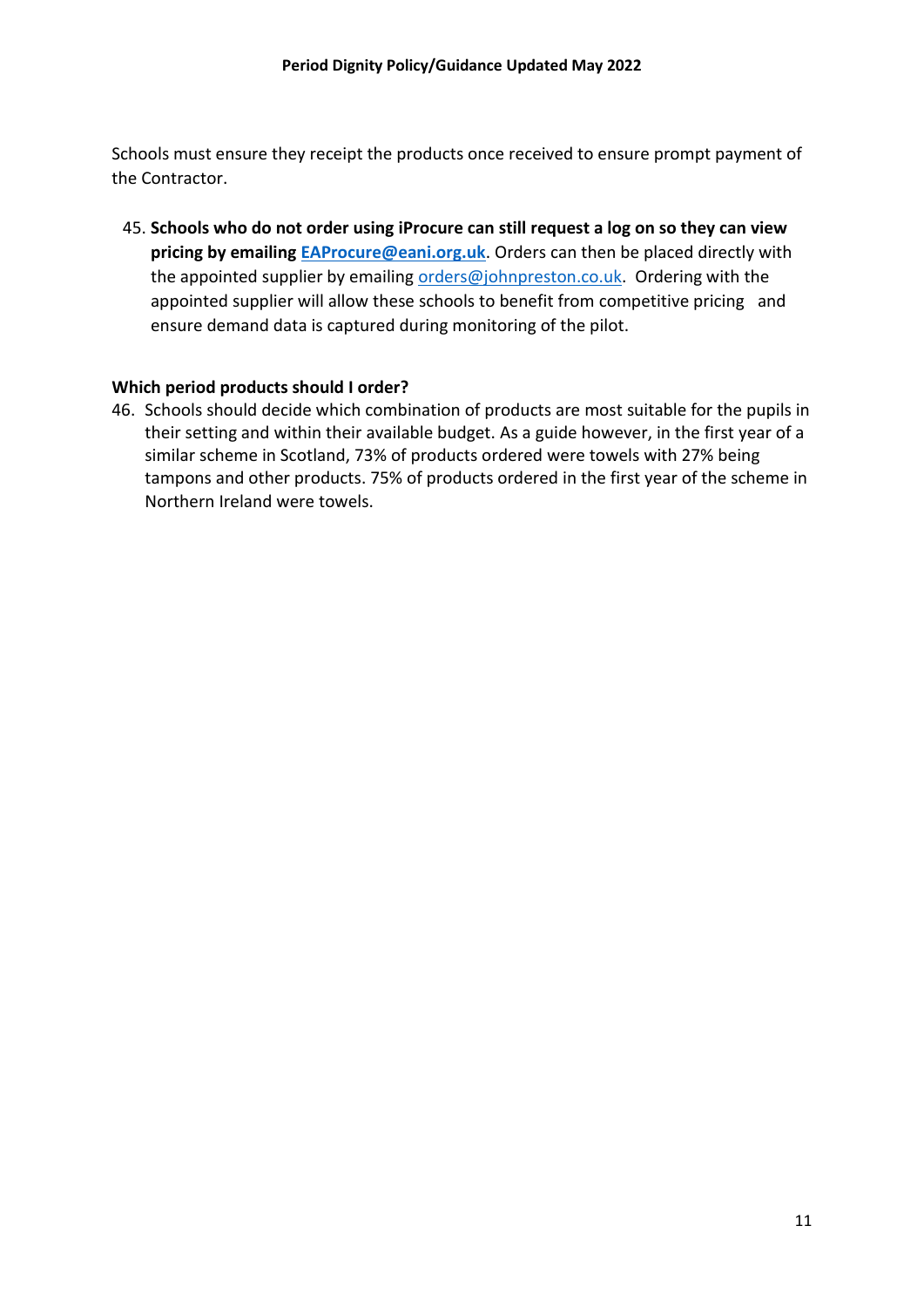Schools must ensure they receipt the products once received to ensure prompt payment of the Contractor.

45. **Schools who do not order using iProcure can still request a log on so they can view pricing by emailing EAProcure@eani.org.uk**. Orders can then be placed directly with the appointed supplier by emailing orders@johnpreston.co.uk. Ordering with the appointed supplier will allow these schools to benefit from competitive pricing and ensure demand data is captured during monitoring of the pilot.

**Which period products should I order?**

46. Schools should decide which combination of products are most suitable for the pupils in their setting and within their available budget. As a guide however, in the first year of a similar scheme in Scotland, 73% of products ordered were towels with 27% being tampons and other products. 75% of products ordered in the first year of the scheme in Northern Ireland were towels.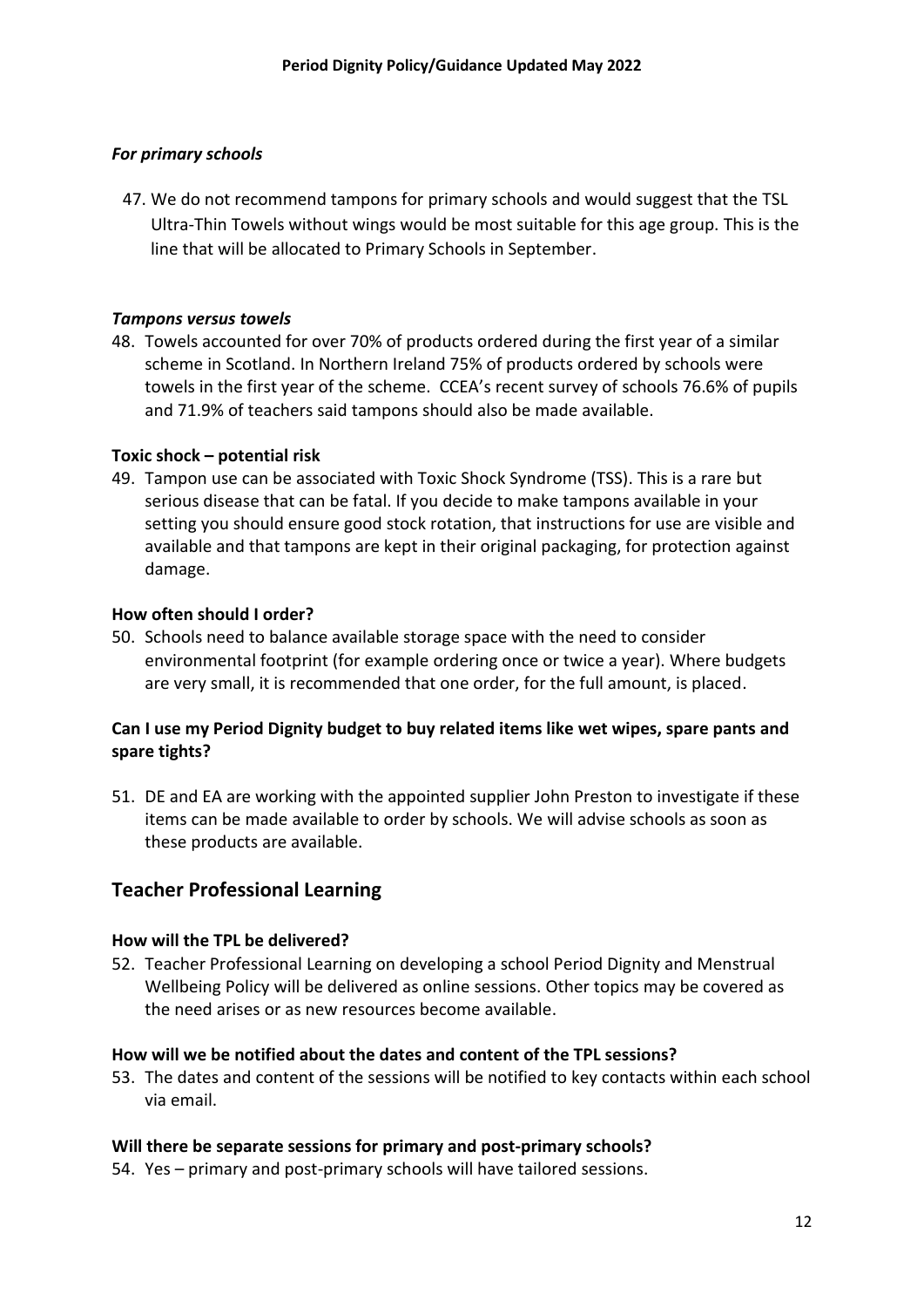### *For primary schools*

47. We do not recommend tampons for primary schools and would suggest that the TSL Ultra-Thin Towels without wings would be most suitable for this age group. This is the line that will be allocated to Primary Schools in September.

### *Tampons versus towels*

48. Towels accounted for over 70% of products ordered during the first year of a similar scheme in Scotland. In Northern Ireland 75% of products ordered by schools were towels in the first year of the scheme. CCEA's recent survey of schools 76.6% of pupils and 71.9% of teachers said tampons should also be made available.

### **Toxic shock – potential risk**

49. Tampon use can be associated with Toxic Shock Syndrome (TSS). This is a rare but serious disease that can be fatal. If you decide to make tampons available in your setting you should ensure good stock rotation, that instructions for use are visible and available and that tampons are kept in their original packaging, for protection against damage.

### **How often should I order?**

50. Schools need to balance available storage space with the need to consider environmental footprint (for example ordering once or twice a year). Where budgets are very small, it is recommended that one order, for the full amount, is placed.

### **Can I use my Period Dignity budget to buy related items like wet wipes, spare pants and spare tights?**

51. DE and EA are working with the appointed supplier John Preston to investigate if these items can be made available to order by schools. We will advise schools as soon as these products are available.

## Teacher Professional Learning

### **How will the TPL be delivered?**

52. Teacher Professional Learning on developing a school Period Dignity and Menstrual Wellbeing Policy will be delivered as online sessions. Other topics may be covered as the need arises or as new resources become available.

### **How will we be notified about the dates and content of the TPL sessions?**

53. The dates and content of the sessions will be notified to key contacts within each school via email.

### **Will there be separate sessions for primary and post-primary schools?**

54. Yes – primary and post-primary schools will have tailored sessions.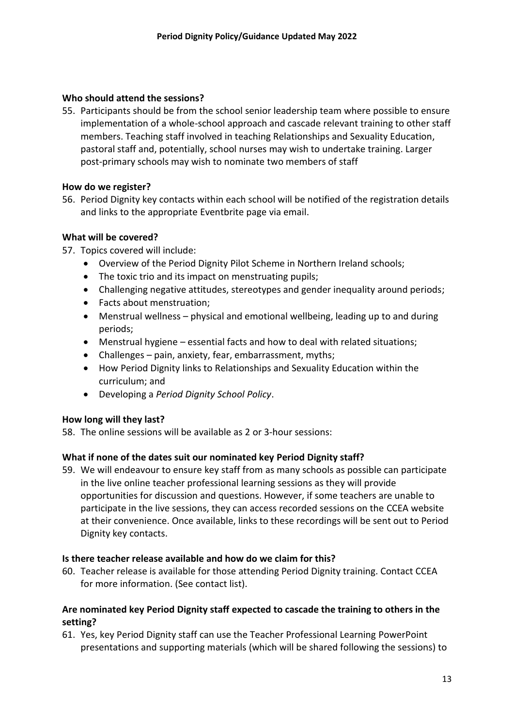**Who should attend the sessions?**

55. Participants should be from the school senior leadership team where possible to ensure implementation of a whole-school approach and cascade relevant training to other staff members. Teaching staff involved in teaching Relationships and Sexuality Education, pastoral staff and, potentially, school nurses may wish to undertake training. Larger post-primary schools may wish to nominate two members of staff

**How do we register?**

56. Period Dignity key contacts within each school will be notified of the registration details and links to the appropriate Eventbrite page via email.

**What will be covered?**

57. Topics covered will include:
    - Overview of the Period Dignity Pilot Scheme in Northern Ireland schools;
    - The toxic trio and its impact on menstruating pupils;
    - Challenging negative attitudes, stereotypes and gender inequality around periods;
    - Facts about menstruation;
    - Menstrual wellness – physical and emotional wellbeing, leading up to and during periods;
    - Menstrual hygiene – essential facts and how to deal with related situations;
    - Challenges – pain, anxiety, fear, embarrassment, myths;
    - How Period Dignity links to Relationships and Sexuality Education within the curriculum; and
    - Developing a *Period Dignity School Policy*.

**How long will they last?**

58. The online sessions will be available as 2 or 3-hour sessions:

**What if none of the dates suit our nominated key Period Dignity staff?**

59. We will endeavour to ensure key staff from as many schools as possible can participate in the live online teacher professional learning sessions as they will provide opportunities for discussion and questions. However, if some teachers are unable to participate in the live sessions, they can access recorded sessions on the CCEA website at their convenience. Once available, links to these recordings will be sent out to Period Dignity key contacts.

**Is there teacher release available and how do we claim for this?**

60. Teacher release is available for those attending Period Dignity training. Contact CCEA for more information. (See contact list).

**Are nominated key Period Dignity staff expected to cascade the training to others in the setting?**

61. Yes, key Period Dignity staff can use the Teacher Professional Learning PowerPoint presentations and supporting materials (which will be shared following the sessions) to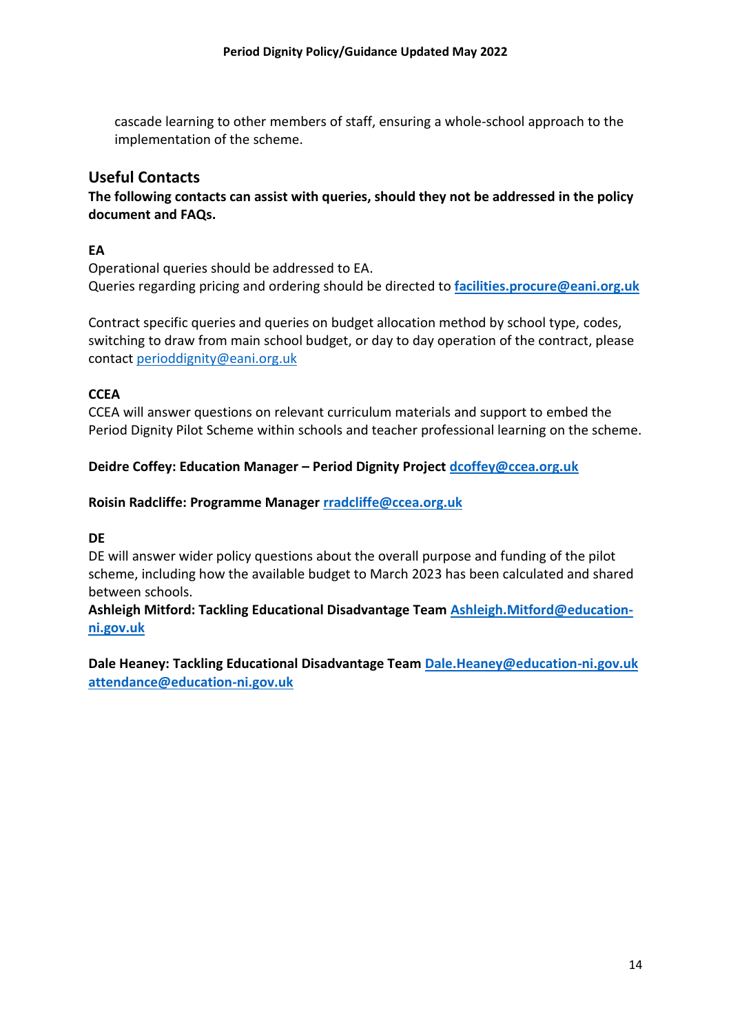cascade learning to other members of staff, ensuring a whole-school approach to the implementation of the scheme.

## Useful Contacts

**The following contacts can assist with queries, should they not be addressed in the policy document and FAQs.**

**EA**

Operational queries should be addressed to EA.
Queries regarding pricing and ordering should be directed to **facilities.procure@eani.org.uk**

Contract specific queries and queries on budget allocation method by school type, codes, switching to draw from main school budget, or day to day operation of the contract, please contact perioddignity@eani.org.uk

**CCEA**

CCEA will answer questions on relevant curriculum materials and support to embed the Period Dignity Pilot Scheme within schools and teacher professional learning on the scheme.

**Deidre Coffey: Education Manager – Period Dignity Project dcoffey@ccea.org.uk**

**Roisin Radcliffe: Programme Manager rradcliffe@ccea.org.uk**

**DE**

DE will answer wider policy questions about the overall purpose and funding of the pilot scheme, including how the available budget to March 2023 has been calculated and shared between schools.

**Ashleigh Mitford: Tackling Educational Disadvantage Team Ashleigh.Mitford@education-ni.gov.uk**

**Dale Heaney: Tackling Educational Disadvantage Team Dale.Heaney@education-ni.gov.uk**
**attendance@education-ni.gov.uk**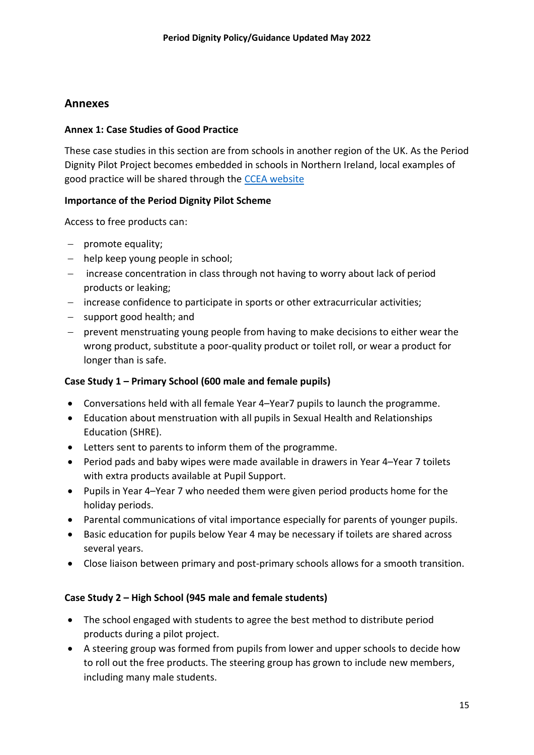## Annexes

### Annex 1: Case Studies of Good Practice

These case studies in this section are from schools in another region of the UK. As the Period Dignity Pilot Project becomes embedded in schools in Northern Ireland, local examples of good practice will be shared through the [CCEA website](https://ccea.org.uk)

**Importance of the Period Dignity Pilot Scheme**

Access to free products can:

- promote equality;
- help keep young people in school;
- increase concentration in class through not having to worry about lack of period products or leaking;
- increase confidence to participate in sports or other extracurricular activities;
- support good health; and
- prevent menstruating young people from having to make decisions to either wear the wrong product, substitute a poor-quality product or toilet roll, or wear a product for longer than is safe.

**Case Study 1 – Primary School (600 male and female pupils)**

- Conversations held with all female Year 4–Year7 pupils to launch the programme.
- Education about menstruation with all pupils in Sexual Health and Relationships Education (SHRE).
- Letters sent to parents to inform them of the programme.
- Period pads and baby wipes were made available in drawers in Year 4–Year 7 toilets with extra products available at Pupil Support.
- Pupils in Year 4–Year 7 who needed them were given period products home for the holiday periods.
- Parental communications of vital importance especially for parents of younger pupils.
- Basic education for pupils below Year 4 may be necessary if toilets are shared across several years.
- Close liaison between primary and post-primary schools allows for a smooth transition.

**Case Study 2 – High School (945 male and female students)**

- The school engaged with students to agree the best method to distribute period products during a pilot project.
- A steering group was formed from pupils from lower and upper schools to decide how to roll out the free products. The steering group has grown to include new members, including many male students.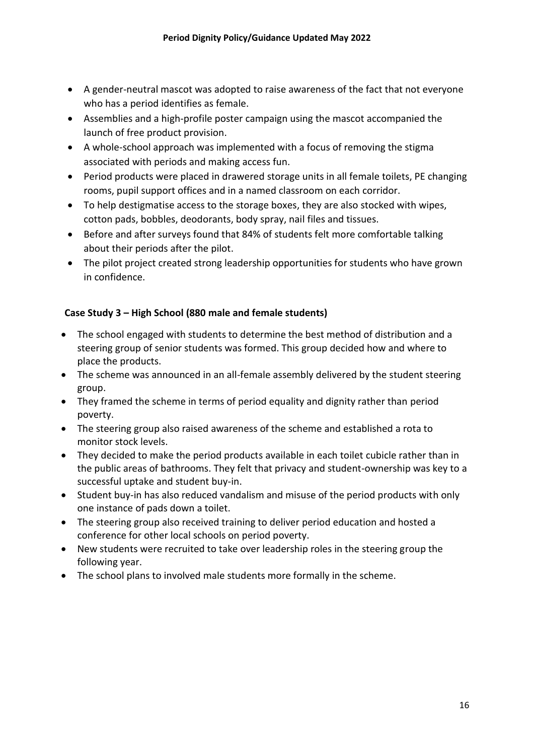- A gender-neutral mascot was adopted to raise awareness of the fact that not everyone who has a period identifies as female.
- Assemblies and a high-profile poster campaign using the mascot accompanied the launch of free product provision.
- A whole-school approach was implemented with a focus of removing the stigma associated with periods and making access fun.
- Period products were placed in drawered storage units in all female toilets, PE changing rooms, pupil support offices and in a named classroom on each corridor.
- To help destigmatise access to the storage boxes, they are also stocked with wipes, cotton pads, bobbles, deodorants, body spray, nail files and tissues.
- Before and after surveys found that 84% of students felt more comfortable talking about their periods after the pilot.
- The pilot project created strong leadership opportunities for students who have grown in confidence.

**Case Study 3 – High School (880 male and female students)**

- The school engaged with students to determine the best method of distribution and a steering group of senior students was formed. This group decided how and where to place the products.
- The scheme was announced in an all-female assembly delivered by the student steering group.
- They framed the scheme in terms of period equality and dignity rather than period poverty.
- The steering group also raised awareness of the scheme and established a rota to monitor stock levels.
- They decided to make the period products available in each toilet cubicle rather than in the public areas of bathrooms. They felt that privacy and student-ownership was key to a successful uptake and student buy-in.
- Student buy-in has also reduced vandalism and misuse of the period products with only one instance of pads down a toilet.
- The steering group also received training to deliver period education and hosted a conference for other local schools on period poverty.
- New students were recruited to take over leadership roles in the steering group the following year.
- The school plans to involved male students more formally in the scheme.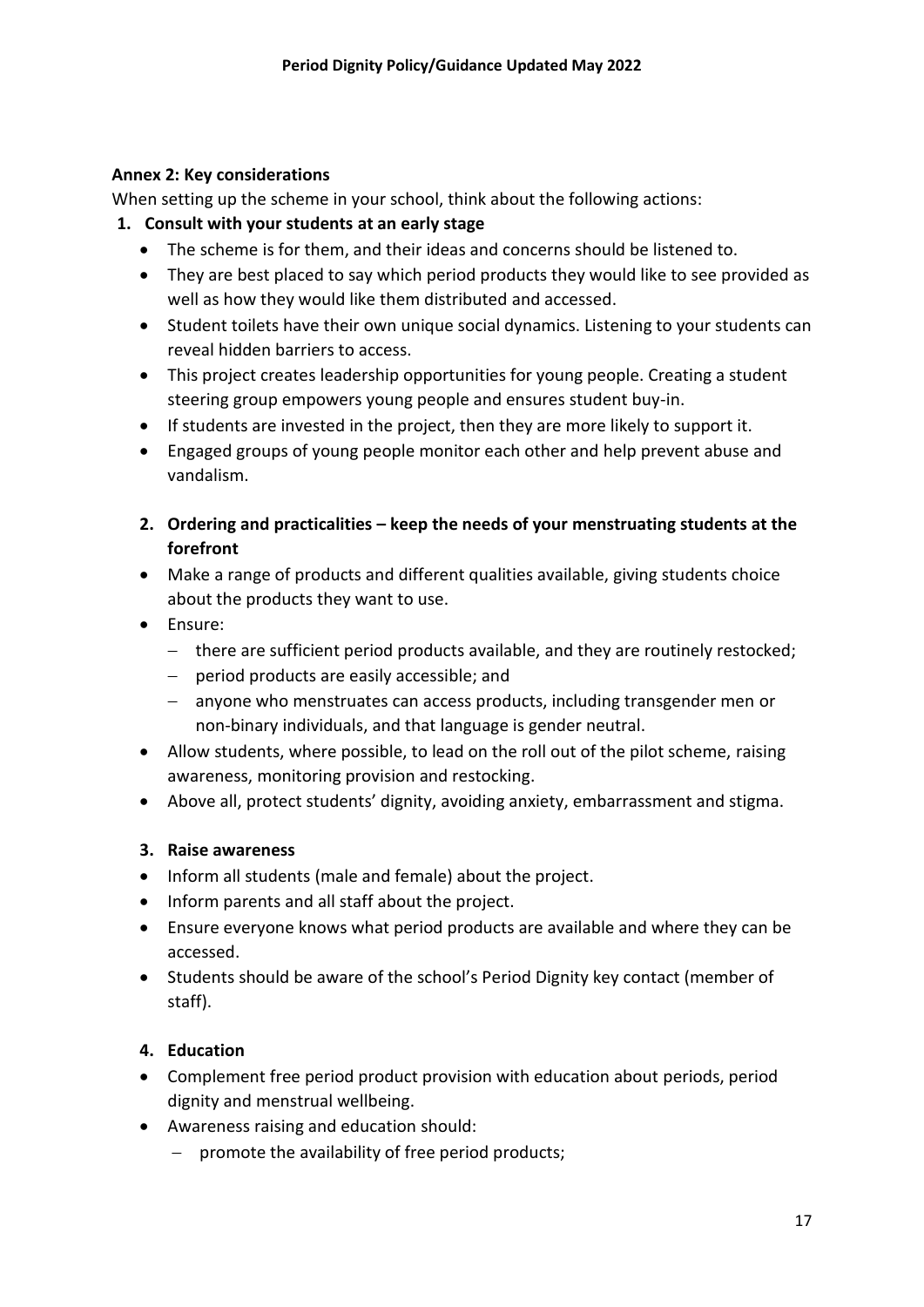**Annex 2: Key considerations**

When setting up the scheme in your school, think about the following actions:

1. **Consult with your students at an early stage**
   - The scheme is for them, and their ideas and concerns should be listened to.
   - They are best placed to say which period products they would like to see provided as well as how they would like them distributed and accessed.
   - Student toilets have their own unique social dynamics. Listening to your students can reveal hidden barriers to access.
   - This project creates leadership opportunities for young people. Creating a student steering group empowers young people and ensures student buy-in.
   - If students are invested in the project, then they are more likely to support it.
   - Engaged groups of young people monitor each other and help prevent abuse and vandalism.

2. **Ordering and practicalities – keep the needs of your menstruating students at the forefront**
   - Make a range of products and different qualities available, giving students choice about the products they want to use.
   - Ensure:
     - there are sufficient period products available, and they are routinely restocked;
     - period products are easily accessible; and
     - anyone who menstruates can access products, including transgender men or non-binary individuals, and that language is gender neutral.
   - Allow students, where possible, to lead on the roll out of the pilot scheme, raising awareness, monitoring provision and restocking.
   - Above all, protect students' dignity, avoiding anxiety, embarrassment and stigma.

3. **Raise awareness**
   - Inform all students (male and female) about the project.
   - Inform parents and all staff about the project.
   - Ensure everyone knows what period products are available and where they can be accessed.
   - Students should be aware of the school's Period Dignity key contact (member of staff).

4. **Education**
   - Complement free period product provision with education about periods, period dignity and menstrual wellbeing.
   - Awareness raising and education should:
     - promote the availability of free period products;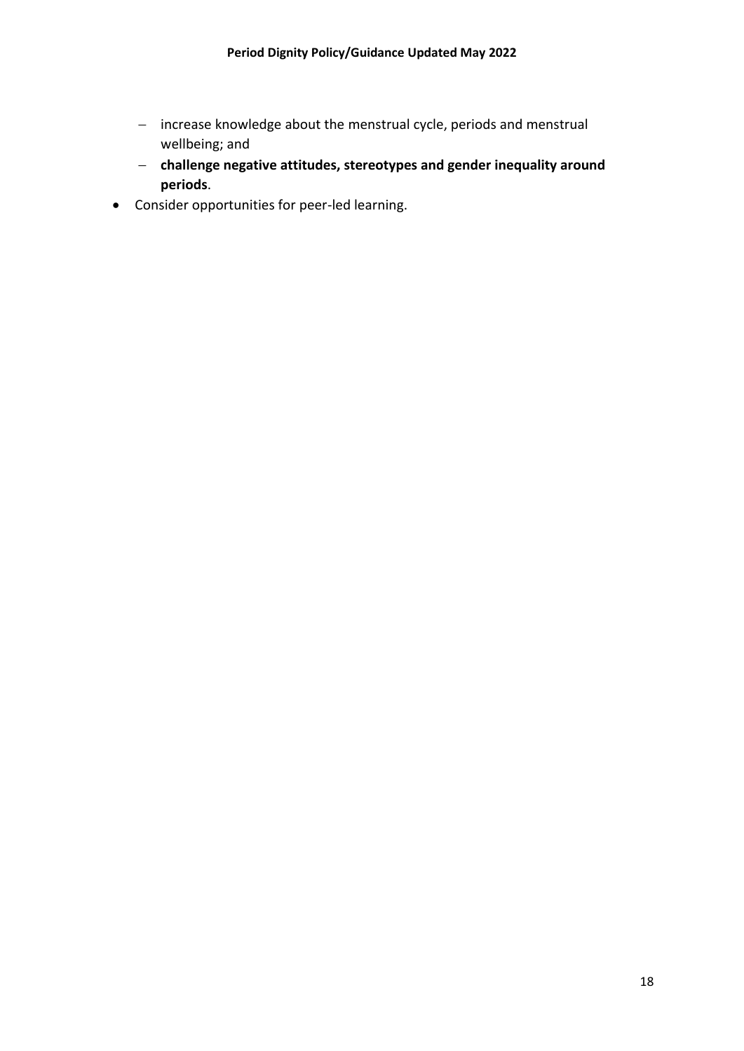- increase knowledge about the menstrual cycle, periods and menstrual wellbeing; and
  - **challenge negative attitudes, stereotypes and gender inequality around periods**.
- Consider opportunities for peer-led learning.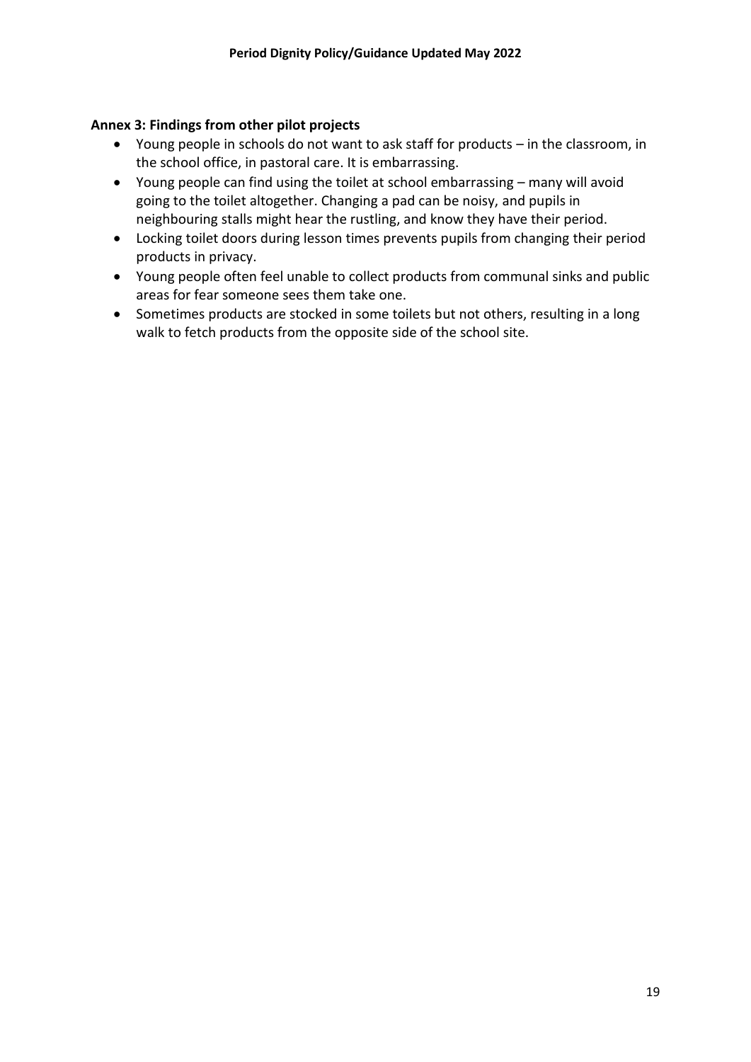## Annex 3: Findings from other pilot projects

- Young people in schools do not want to ask staff for products – in the classroom, in the school office, in pastoral care. It is embarrassing.
- Young people can find using the toilet at school embarrassing – many will avoid going to the toilet altogether. Changing a pad can be noisy, and pupils in neighbouring stalls might hear the rustling, and know they have their period.
- Locking toilet doors during lesson times prevents pupils from changing their period products in privacy.
- Young people often feel unable to collect products from communal sinks and public areas for fear someone sees them take one.
- Sometimes products are stocked in some toilets but not others, resulting in a long walk to fetch products from the opposite side of the school site.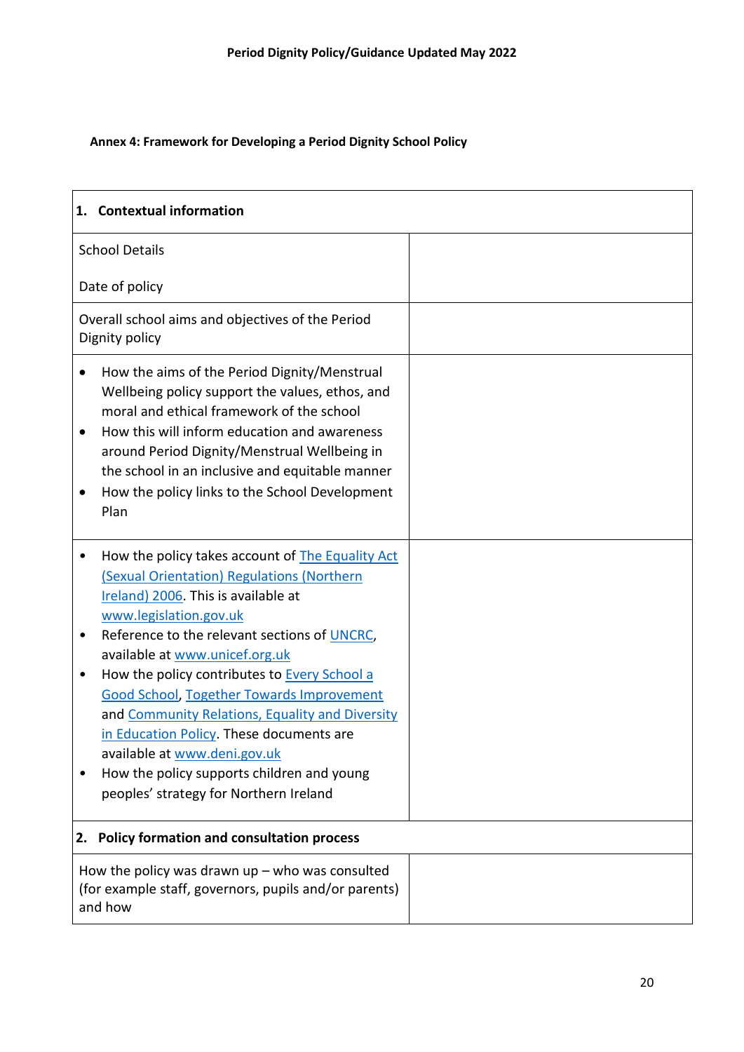**Annex 4: Framework for Developing a Period Dignity School Policy**

| **1. Contextual information** | |
|---|---|
| School Details<br><br>Date of policy | |
| Overall school aims and objectives of the Period Dignity policy | |
| • How the aims of the Period Dignity/Menstrual Wellbeing policy support the values, ethos, and moral and ethical framework of the school<br>• How this will inform education and awareness around Period Dignity/Menstrual Wellbeing in the school in an inclusive and equitable manner<br>• How the policy links to the School Development Plan | |
| • How the policy takes account of The Equality Act (Sexual Orientation) Regulations (Northern Ireland) 2006. This is available at www.legislation.gov.uk<br>• Reference to the relevant sections of UNCRC, available at www.unicef.org.uk<br>• How the policy contributes to Every School a Good School, Together Towards Improvement and Community Relations, Equality and Diversity in Education Policy. These documents are available at www.deni.gov.uk<br>• How the policy supports children and young peoples' strategy for Northern Ireland | |
| **2. Policy formation and consultation process** | |
| How the policy was drawn up – who was consulted (for example staff, governors, pupils and/or parents) and how | |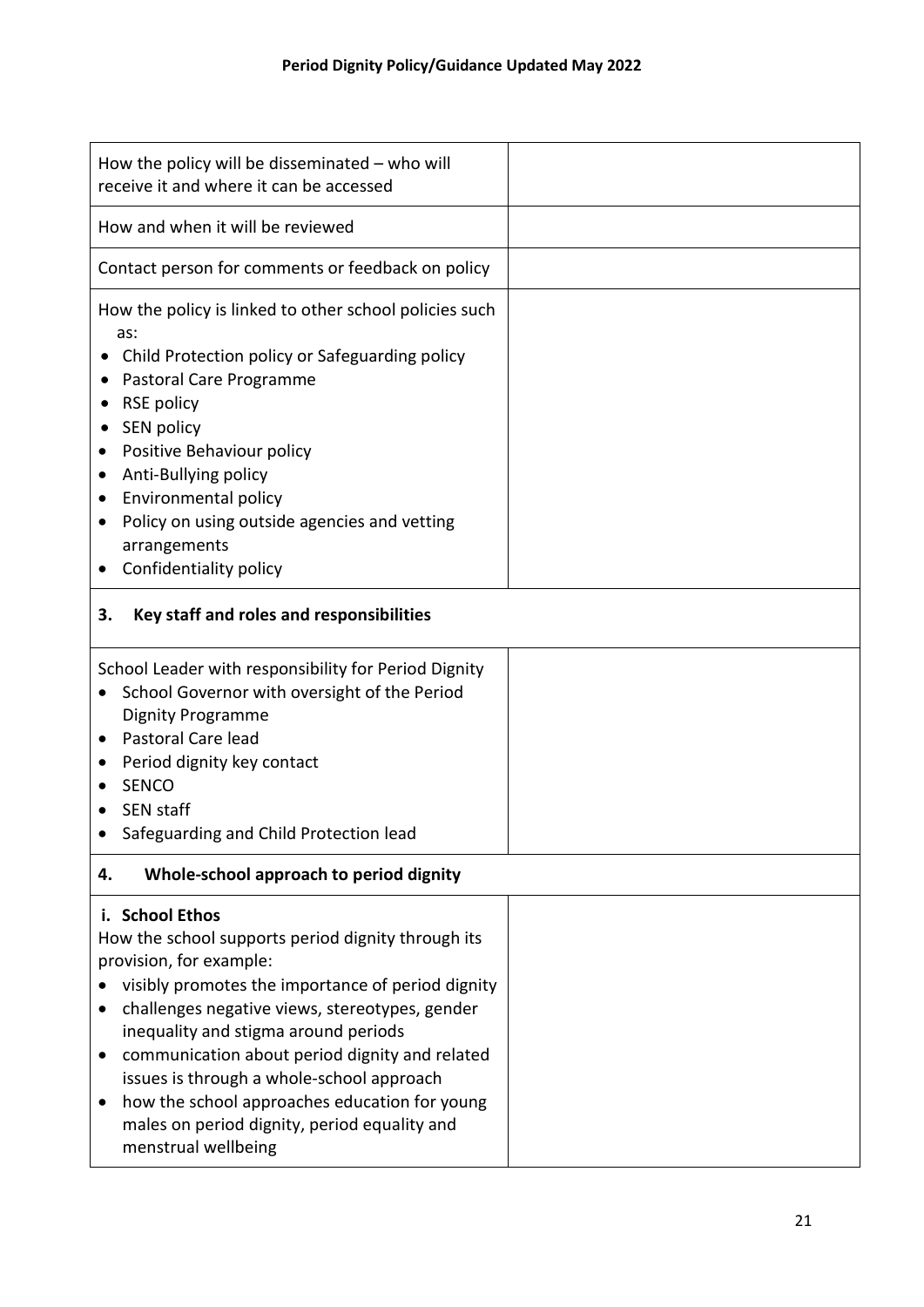| | |
|---|---|
| How the policy will be disseminated – who will receive it and where it can be accessed | |
| How and when it will be reviewed | |
| Contact person for comments or feedback on policy | |
| How the policy is linked to other school policies such as:<br>• Child Protection policy or Safeguarding policy<br>• Pastoral Care Programme<br>• RSE policy<br>• SEN policy<br>• Positive Behaviour policy<br>• Anti-Bullying policy<br>• Environmental policy<br>• Policy on using outside agencies and vetting arrangements<br>• Confidentiality policy | |
| **3. Key staff and roles and responsibilities** | |
| School Leader with responsibility for Period Dignity<br>• School Governor with oversight of the Period Dignity Programme<br>• Pastoral Care lead<br>• Period dignity key contact<br>• SENCO<br>• SEN staff<br>• Safeguarding and Child Protection lead | |
| **4. Whole-school approach to period dignity** | |
| **i. School Ethos**<br>How the school supports period dignity through its provision, for example:<br>• visibly promotes the importance of period dignity<br>• challenges negative views, stereotypes, gender inequality and stigma around periods<br>• communication about period dignity and related issues is through a whole-school approach<br>• how the school approaches education for young males on period dignity, period equality and menstrual wellbeing | |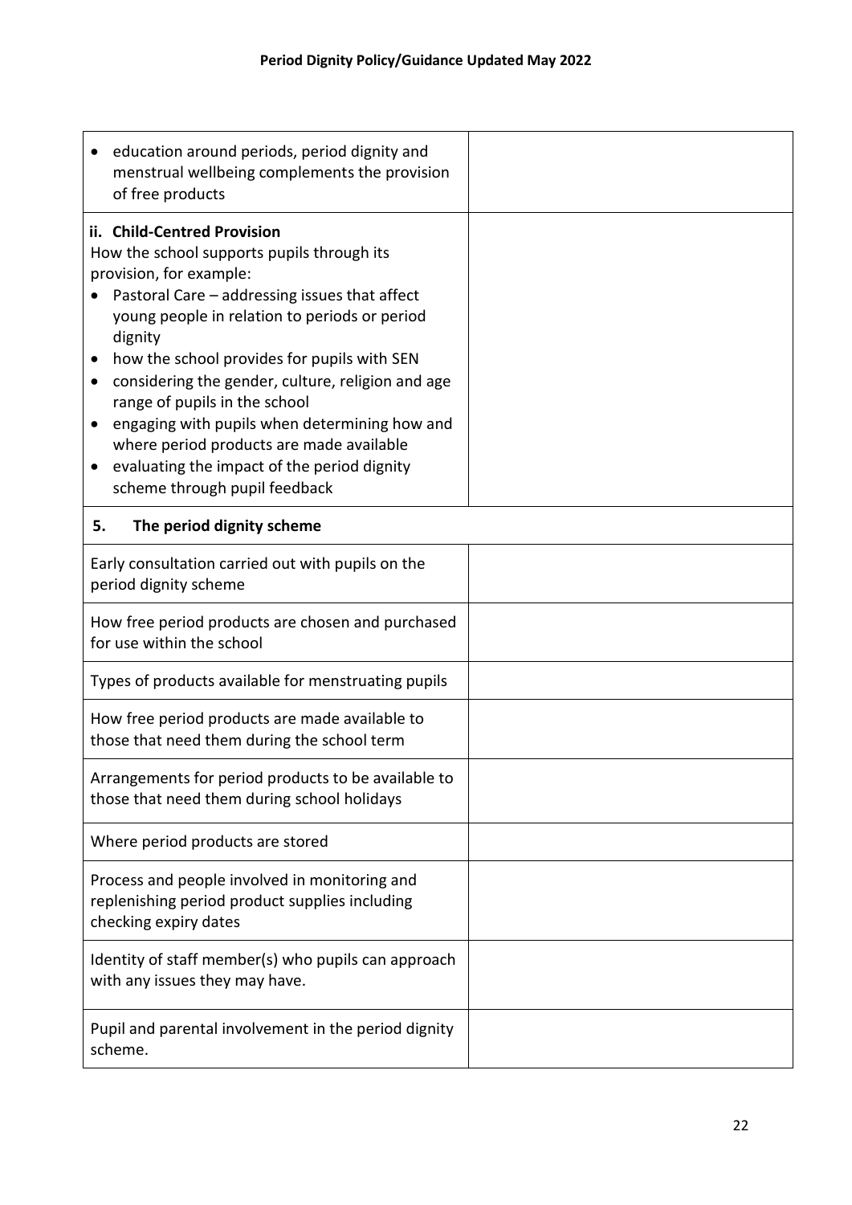| | |
|---|---|
| • education around periods, period dignity and menstrual wellbeing complements the provision of free products | |
| **ii. Child-Centred Provision**<br>How the school supports pupils through its provision, for example:<br>• Pastoral Care – addressing issues that affect young people in relation to periods or period dignity<br>• how the school provides for pupils with SEN<br>• considering the gender, culture, religion and age range of pupils in the school<br>• engaging with pupils when determining how and where period products are made available<br>• evaluating the impact of the period dignity scheme through pupil feedback | |
| **5. The period dignity scheme** | |
| Early consultation carried out with pupils on the period dignity scheme | |
| How free period products are chosen and purchased for use within the school | |
| Types of products available for menstruating pupils | |
| How free period products are made available to those that need them during the school term | |
| Arrangements for period products to be available to those that need them during school holidays | |
| Where period products are stored | |
| Process and people involved in monitoring and replenishing period product supplies including checking expiry dates | |
| Identity of staff member(s) who pupils can approach with any issues they may have. | |
| Pupil and parental involvement in the period dignity scheme. | |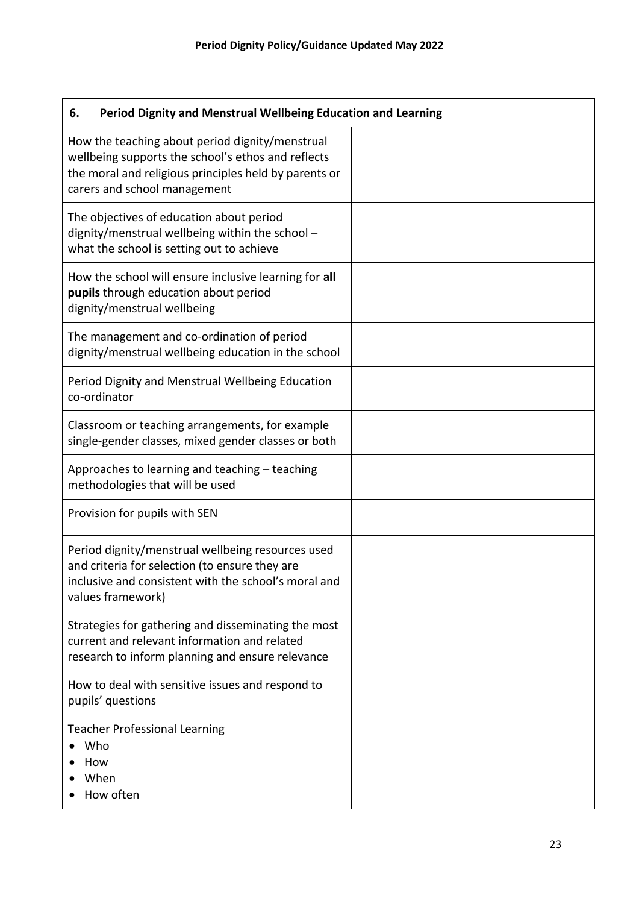| 6. Period Dignity and Menstrual Wellbeing Education and Learning | |
|---|---|
| How the teaching about period dignity/menstrual wellbeing supports the school's ethos and reflects the moral and religious principles held by parents or carers and school management | |
| The objectives of education about period dignity/menstrual wellbeing within the school – what the school is setting out to achieve | |
| How the school will ensure inclusive learning for **all pupils** through education about period dignity/menstrual wellbeing | |
| The management and co-ordination of period dignity/menstrual wellbeing education in the school | |
| Period Dignity and Menstrual Wellbeing Education co-ordinator | |
| Classroom or teaching arrangements, for example single-gender classes, mixed gender classes or both | |
| Approaches to learning and teaching – teaching methodologies that will be used | |
| Provision for pupils with SEN | |
| Period dignity/menstrual wellbeing resources used and criteria for selection (to ensure they are inclusive and consistent with the school's moral and values framework) | |
| Strategies for gathering and disseminating the most current and relevant information and related research to inform planning and ensure relevance | |
| How to deal with sensitive issues and respond to pupils' questions | |
| Teacher Professional Learning<br>• Who<br>• How<br>• When<br>• How often | |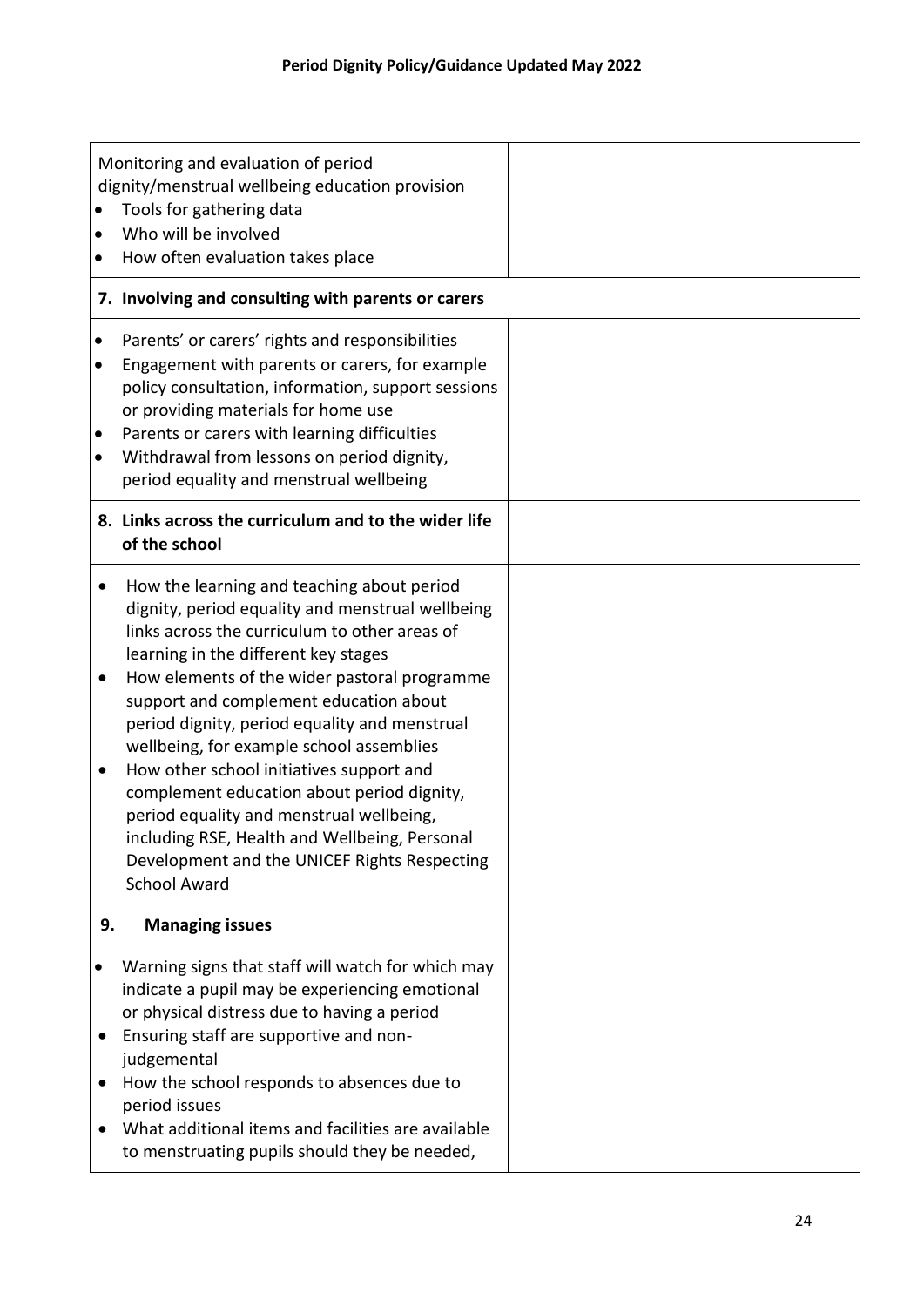| Monitoring and evaluation of period dignity/menstrual wellbeing education provision<br>• Tools for gathering data<br>• Who will be involved<br>• How often evaluation takes place | |
|---|---|
| **7. Involving and consulting with parents or carers** | |
| • Parents' or carers' rights and responsibilities<br>• Engagement with parents or carers, for example policy consultation, information, support sessions or providing materials for home use<br>• Parents or carers with learning difficulties<br>• Withdrawal from lessons on period dignity, period equality and menstrual wellbeing | |
| **8. Links across the curriculum and to the wider life of the school** | |
| • How the learning and teaching about period dignity, period equality and menstrual wellbeing links across the curriculum to other areas of learning in the different key stages<br>• How elements of the wider pastoral programme support and complement education about period dignity, period equality and menstrual wellbeing, for example school assemblies<br>• How other school initiatives support and complement education about period dignity, period equality and menstrual wellbeing, including RSE, Health and Wellbeing, Personal Development and the UNICEF Rights Respecting School Award | |
| **9. Managing issues** | |
| • Warning signs that staff will watch for which may indicate a pupil may be experiencing emotional or physical distress due to having a period<br>• Ensuring staff are supportive and non-judgemental<br>• How the school responds to absences due to period issues<br>• What additional items and facilities are available to menstruating pupils should they be needed, | |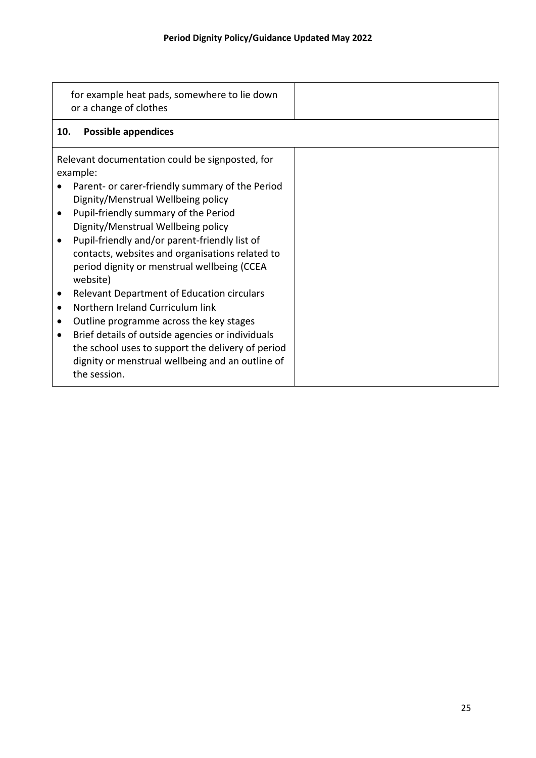| | |
|---|---|
| for example heat pads, somewhere to lie down or a change of clothes | |
| **10. Possible appendices** | |
| Relevant documentation could be signposted, for example:<br>• Parent- or carer-friendly summary of the Period Dignity/Menstrual Wellbeing policy<br>• Pupil-friendly summary of the Period Dignity/Menstrual Wellbeing policy<br>• Pupil-friendly and/or parent-friendly list of contacts, websites and organisations related to period dignity or menstrual wellbeing (CCEA website)<br>• Relevant Department of Education circulars<br>• Northern Ireland Curriculum link<br>• Outline programme across the key stages<br>• Brief details of outside agencies or individuals the school uses to support the delivery of period dignity or menstrual wellbeing and an outline of the session. | |